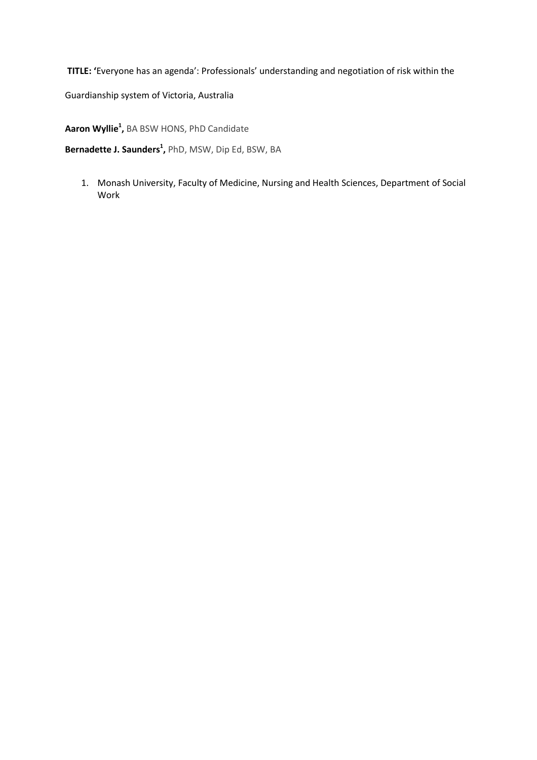**TITLE:** 'Everyone has an agenda': Professionals' understanding and negotiation of risk within the Guardianship system of Victoria, Australia

**Aaron Wyllie[1],** BA BSW HONS, PhD Candidate

**Bernadette J. Saunders[1],** PhD, MSW, Dip Ed, BSW, BA

1. Monash University, Faculty of Medicine, Nursing and Health Sciences, Department of Social Work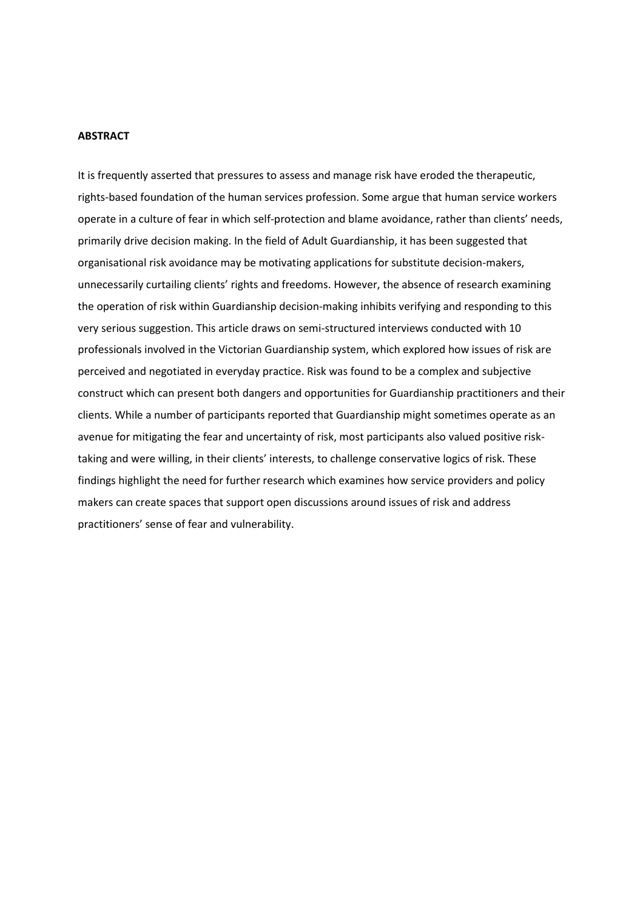**ABSTRACT**

It is frequently asserted that pressures to assess and manage risk have eroded the therapeutic, rights-based foundation of the human services profession. Some argue that human service workers operate in a culture of fear in which self-protection and blame avoidance, rather than clients' needs, primarily drive decision making. In the field of Adult Guardianship, it has been suggested that organisational risk avoidance may be motivating applications for substitute decision-makers, unnecessarily curtailing clients' rights and freedoms. However, the absence of research examining the operation of risk within Guardianship decision-making inhibits verifying and responding to this very serious suggestion. This article draws on semi-structured interviews conducted with 10 professionals involved in the Victorian Guardianship system, which explored how issues of risk are perceived and negotiated in everyday practice. Risk was found to be a complex and subjective construct which can present both dangers and opportunities for Guardianship practitioners and their clients. While a number of participants reported that Guardianship might sometimes operate as an avenue for mitigating the fear and uncertainty of risk, most participants also valued positive risk-taking and were willing, in their clients' interests, to challenge conservative logics of risk. These findings highlight the need for further research which examines how service providers and policy makers can create spaces that support open discussions around issues of risk and address practitioners' sense of fear and vulnerability.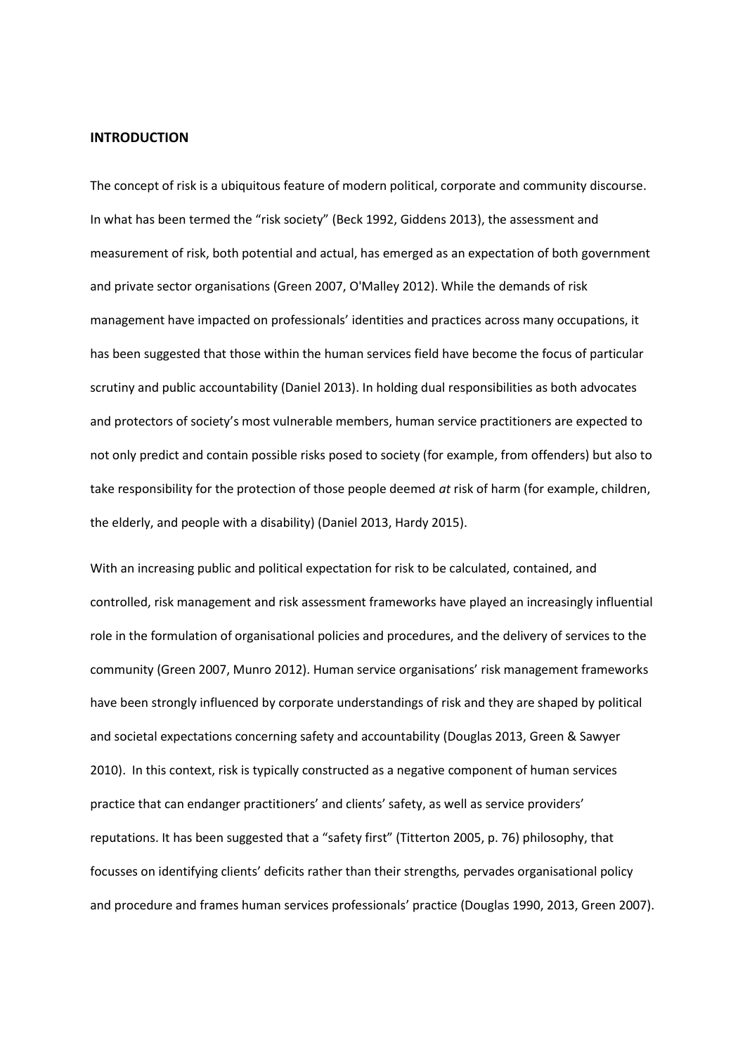**INTRODUCTION**

The concept of risk is a ubiquitous feature of modern political, corporate and community discourse. In what has been termed the "risk society" (Beck 1992, Giddens 2013), the assessment and measurement of risk, both potential and actual, has emerged as an expectation of both government and private sector organisations (Green 2007, O'Malley 2012). While the demands of risk management have impacted on professionals' identities and practices across many occupations, it has been suggested that those within the human services field have become the focus of particular scrutiny and public accountability (Daniel 2013). In holding dual responsibilities as both advocates and protectors of society's most vulnerable members, human service practitioners are expected to not only predict and contain possible risks posed to society (for example, from offenders) but also to take responsibility for the protection of those people deemed *at* risk of harm (for example, children, the elderly, and people with a disability) (Daniel 2013, Hardy 2015).

With an increasing public and political expectation for risk to be calculated, contained, and controlled, risk management and risk assessment frameworks have played an increasingly influential role in the formulation of organisational policies and procedures, and the delivery of services to the community (Green 2007, Munro 2012). Human service organisations' risk management frameworks have been strongly influenced by corporate understandings of risk and they are shaped by political and societal expectations concerning safety and accountability (Douglas 2013, Green & Sawyer 2010). In this context, risk is typically constructed as a negative component of human services practice that can endanger practitioners' and clients' safety, as well as service providers' reputations. It has been suggested that a "safety first" (Titterton 2005, p. 76) philosophy, that focusses on identifying clients' deficits rather than their strengths*,* pervades organisational policy and procedure and frames human services professionals' practice (Douglas 1990, 2013, Green 2007).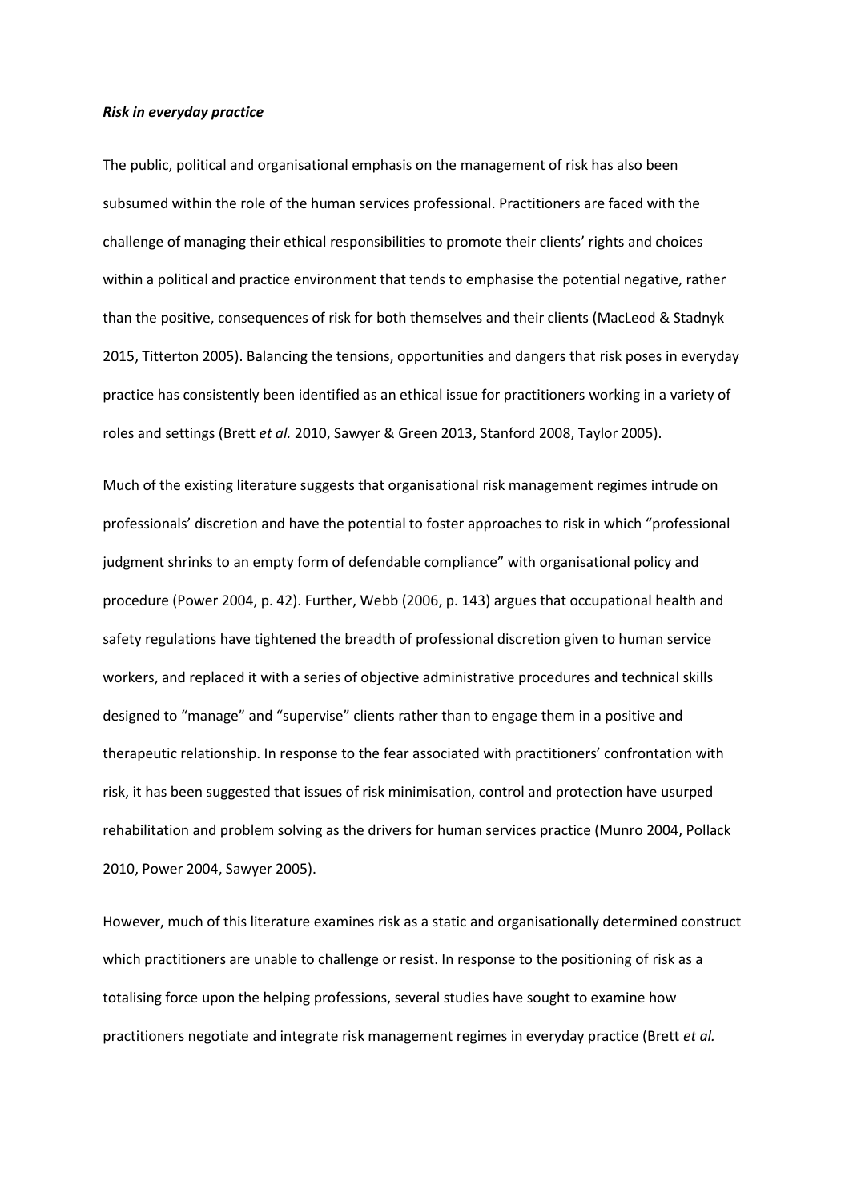***Risk in everyday practice***

The public, political and organisational emphasis on the management of risk has also been subsumed within the role of the human services professional. Practitioners are faced with the challenge of managing their ethical responsibilities to promote their clients' rights and choices within a political and practice environment that tends to emphasise the potential negative, rather than the positive, consequences of risk for both themselves and their clients (MacLeod & Stadnyk 2015, Titterton 2005). Balancing the tensions, opportunities and dangers that risk poses in everyday practice has consistently been identified as an ethical issue for practitioners working in a variety of roles and settings (Brett *et al.* 2010, Sawyer & Green 2013, Stanford 2008, Taylor 2005).

Much of the existing literature suggests that organisational risk management regimes intrude on professionals' discretion and have the potential to foster approaches to risk in which "professional judgment shrinks to an empty form of defendable compliance" with organisational policy and procedure (Power 2004, p. 42). Further, Webb (2006, p. 143) argues that occupational health and safety regulations have tightened the breadth of professional discretion given to human service workers, and replaced it with a series of objective administrative procedures and technical skills designed to "manage" and "supervise" clients rather than to engage them in a positive and therapeutic relationship. In response to the fear associated with practitioners' confrontation with risk, it has been suggested that issues of risk minimisation, control and protection have usurped rehabilitation and problem solving as the drivers for human services practice (Munro 2004, Pollack 2010, Power 2004, Sawyer 2005).

However, much of this literature examines risk as a static and organisationally determined construct which practitioners are unable to challenge or resist. In response to the positioning of risk as a totalising force upon the helping professions, several studies have sought to examine how practitioners negotiate and integrate risk management regimes in everyday practice (Brett *et al.*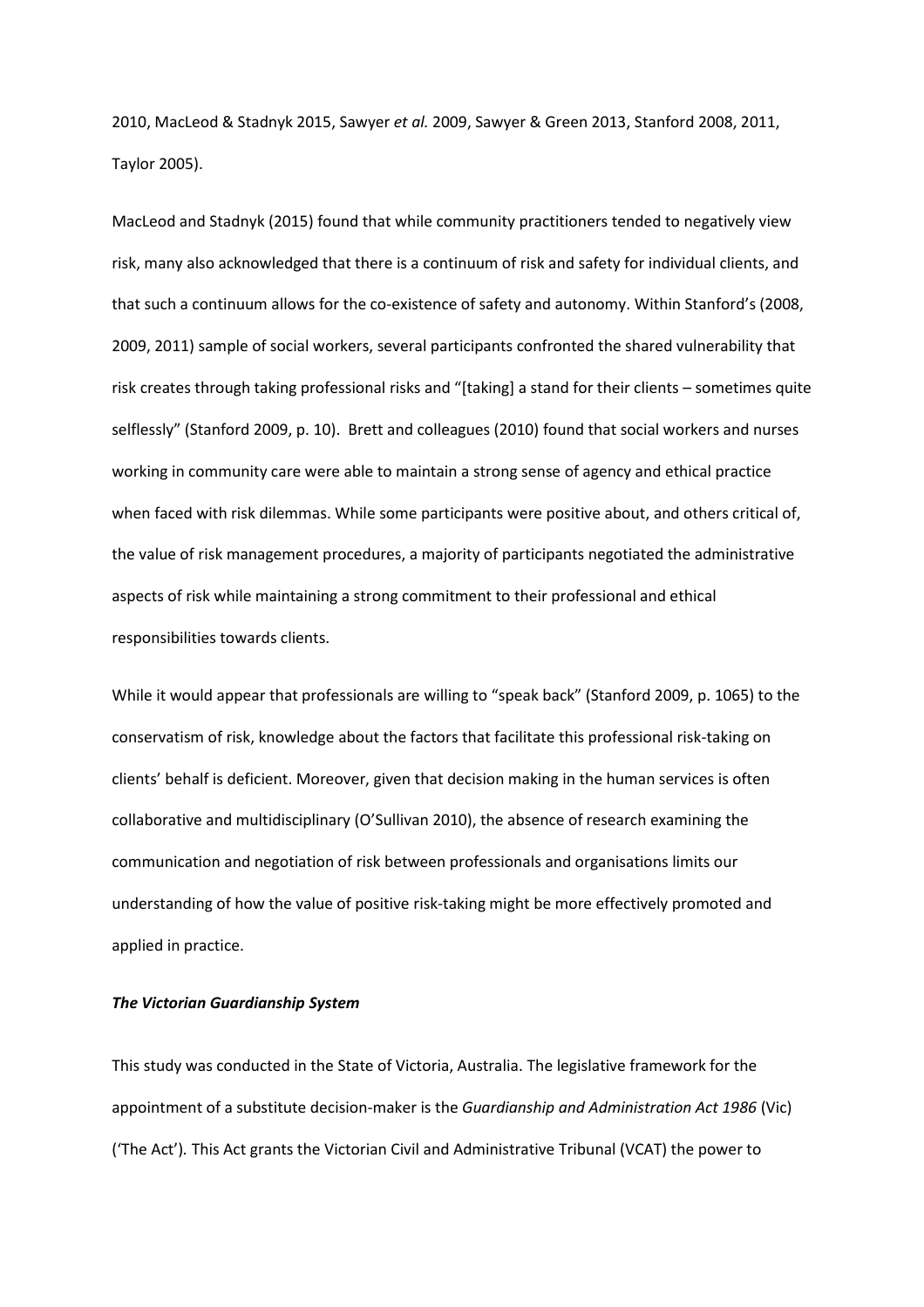2010, MacLeod & Stadnyk 2015, Sawyer *et al.* 2009, Sawyer & Green 2013, Stanford 2008, 2011, Taylor 2005).

MacLeod and Stadnyk (2015) found that while community practitioners tended to negatively view risk, many also acknowledged that there is a continuum of risk and safety for individual clients, and that such a continuum allows for the co-existence of safety and autonomy. Within Stanford's (2008, 2009, 2011) sample of social workers, several participants confronted the shared vulnerability that risk creates through taking professional risks and "[taking] a stand for their clients – sometimes quite selflessly" (Stanford 2009, p. 10). Brett and colleagues (2010) found that social workers and nurses working in community care were able to maintain a strong sense of agency and ethical practice when faced with risk dilemmas. While some participants were positive about, and others critical of, the value of risk management procedures, a majority of participants negotiated the administrative aspects of risk while maintaining a strong commitment to their professional and ethical responsibilities towards clients.

While it would appear that professionals are willing to "speak back" (Stanford 2009, p. 1065) to the conservatism of risk, knowledge about the factors that facilitate this professional risk-taking on clients' behalf is deficient. Moreover, given that decision making in the human services is often collaborative and multidisciplinary (O'Sullivan 2010), the absence of research examining the communication and negotiation of risk between professionals and organisations limits our understanding of how the value of positive risk-taking might be more effectively promoted and applied in practice.

***The Victorian Guardianship System***

This study was conducted in the State of Victoria, Australia. The legislative framework for the appointment of a substitute decision-maker is the *Guardianship and Administration Act 1986* (Vic) ('The Act'). This Act grants the Victorian Civil and Administrative Tribunal (VCAT) the power to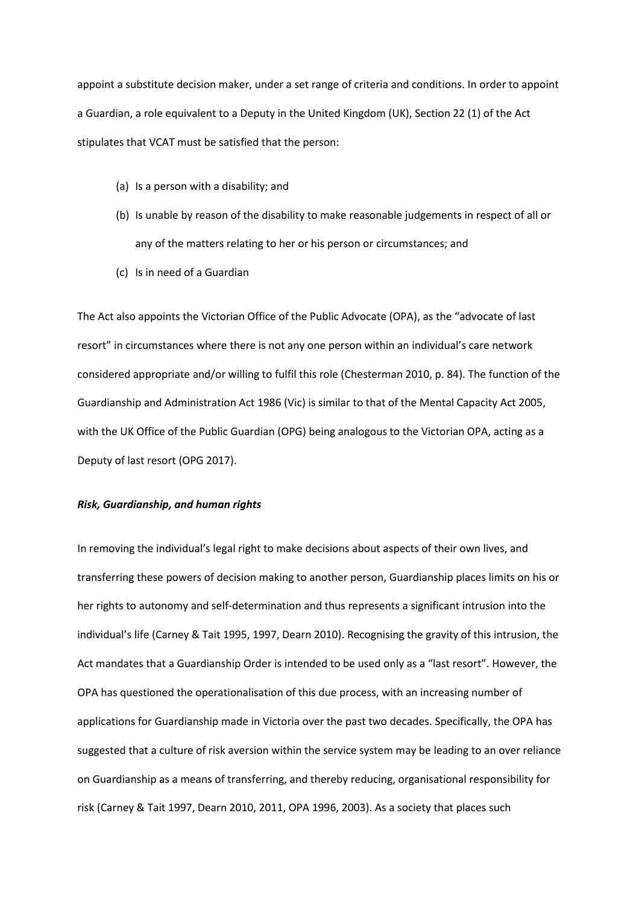appoint a substitute decision maker, under a set range of criteria and conditions. In order to appoint a Guardian, a role equivalent to a Deputy in the United Kingdom (UK), Section 22 (1) of the Act stipulates that VCAT must be satisfied that the person:

(a) Is a person with a disability; and

(b) Is unable by reason of the disability to make reasonable judgements in respect of all or any of the matters relating to her or his person or circumstances; and

(c) Is in need of a Guardian

The Act also appoints the Victorian Office of the Public Advocate (OPA), as the "advocate of last resort" in circumstances where there is not any one person within an individual's care network considered appropriate and/or willing to fulfil this role (Chesterman 2010, p. 84). The function of the Guardianship and Administration Act 1986 (Vic) is similar to that of the Mental Capacity Act 2005, with the UK Office of the Public Guardian (OPG) being analogous to the Victorian OPA, acting as a Deputy of last resort (OPG 2017).

***Risk, Guardianship, and human rights***

In removing the individual's legal right to make decisions about aspects of their own lives, and transferring these powers of decision making to another person, Guardianship places limits on his or her rights to autonomy and self-determination and thus represents a significant intrusion into the individual's life (Carney & Tait 1995, 1997, Dearn 2010). Recognising the gravity of this intrusion, the Act mandates that a Guardianship Order is intended to be used only as a "last resort". However, the OPA has questioned the operationalisation of this due process, with an increasing number of applications for Guardianship made in Victoria over the past two decades. Specifically, the OPA has suggested that a culture of risk aversion within the service system may be leading to an over reliance on Guardianship as a means of transferring, and thereby reducing, organisational responsibility for risk (Carney & Tait 1997, Dearn 2010, 2011, OPA 1996, 2003). As a society that places such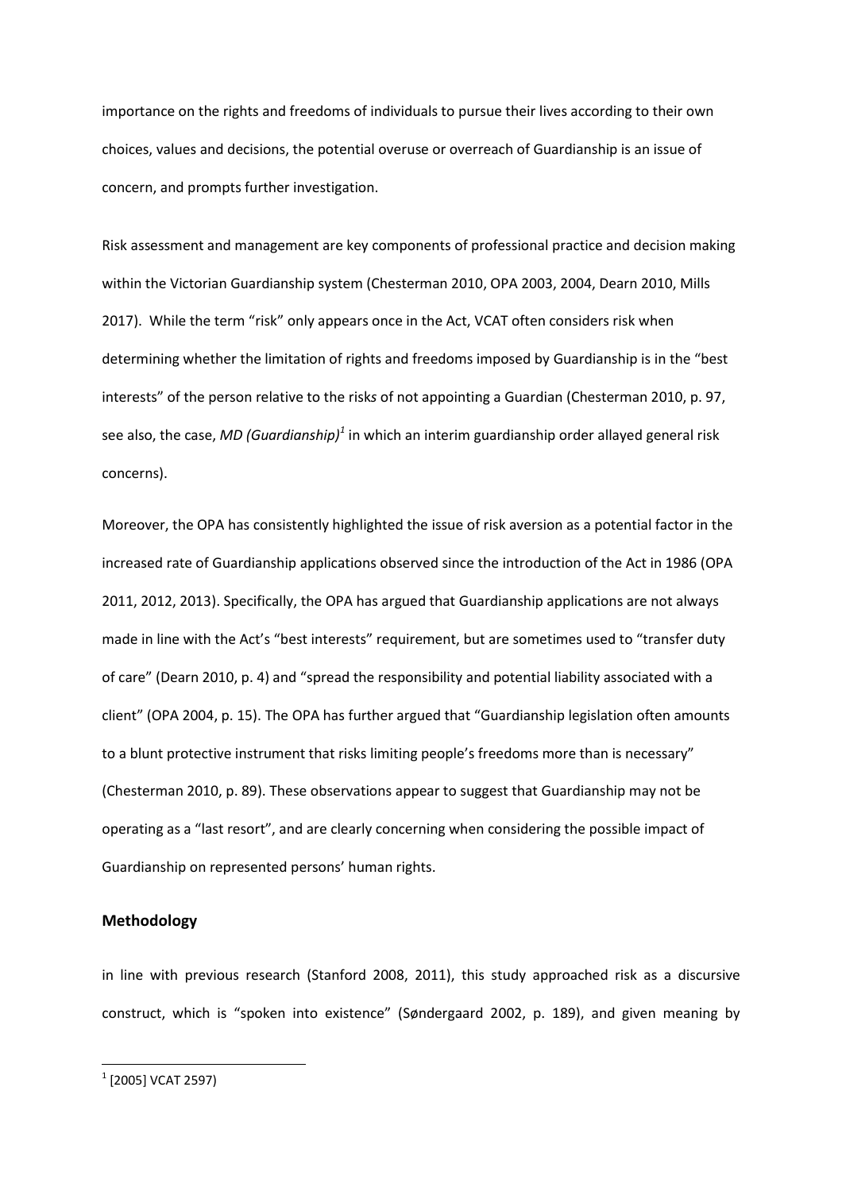importance on the rights and freedoms of individuals to pursue their lives according to their own choices, values and decisions, the potential overuse or overreach of Guardianship is an issue of concern, and prompts further investigation.

Risk assessment and management are key components of professional practice and decision making within the Victorian Guardianship system (Chesterman 2010, OPA 2003, 2004, Dearn 2010, Mills 2017). While the term "risk" only appears once in the Act, VCAT often considers risk when determining whether the limitation of rights and freedoms imposed by Guardianship is in the "best interests" of the person relative to the risks of not appointing a Guardian (Chesterman 2010, p. 97, see also, the case, *MD (Guardianship)*[1] in which an interim guardianship order allayed general risk concerns).

Moreover, the OPA has consistently highlighted the issue of risk aversion as a potential factor in the increased rate of Guardianship applications observed since the introduction of the Act in 1986 (OPA 2011, 2012, 2013). Specifically, the OPA has argued that Guardianship applications are not always made in line with the Act's "best interests" requirement, but are sometimes used to "transfer duty of care" (Dearn 2010, p. 4) and "spread the responsibility and potential liability associated with a client" (OPA 2004, p. 15). The OPA has further argued that "Guardianship legislation often amounts to a blunt protective instrument that risks limiting people's freedoms more than is necessary" (Chesterman 2010, p. 89). These observations appear to suggest that Guardianship may not be operating as a "last resort", and are clearly concerning when considering the possible impact of Guardianship on represented persons' human rights.

## Methodology

in line with previous research (Stanford 2008, 2011), this study approached risk as a discursive construct, which is "spoken into existence" (Søndergaard 2002, p. 189), and given meaning by

[1] [2005] VCAT 2597)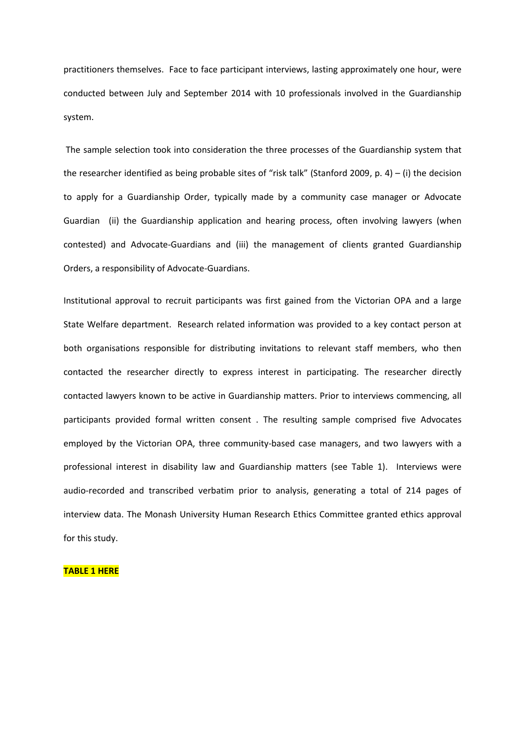practitioners themselves. Face to face participant interviews, lasting approximately one hour, were conducted between July and September 2014 with 10 professionals involved in the Guardianship system.

The sample selection took into consideration the three processes of the Guardianship system that the researcher identified as being probable sites of "risk talk" (Stanford 2009, p. 4) – (i) the decision to apply for a Guardianship Order, typically made by a community case manager or Advocate Guardian (ii) the Guardianship application and hearing process, often involving lawyers (when contested) and Advocate-Guardians and (iii) the management of clients granted Guardianship Orders, a responsibility of Advocate-Guardians.

Institutional approval to recruit participants was first gained from the Victorian OPA and a large State Welfare department. Research related information was provided to a key contact person at both organisations responsible for distributing invitations to relevant staff members, who then contacted the researcher directly to express interest in participating. The researcher directly contacted lawyers known to be active in Guardianship matters. Prior to interviews commencing, all participants provided formal written consent . The resulting sample comprised five Advocates employed by the Victorian OPA, three community-based case managers, and two lawyers with a professional interest in disability law and Guardianship matters (see Table 1). Interviews were audio-recorded and transcribed verbatim prior to analysis, generating a total of 214 pages of interview data. The Monash University Human Research Ethics Committee granted ethics approval for this study.

**TABLE 1 HERE**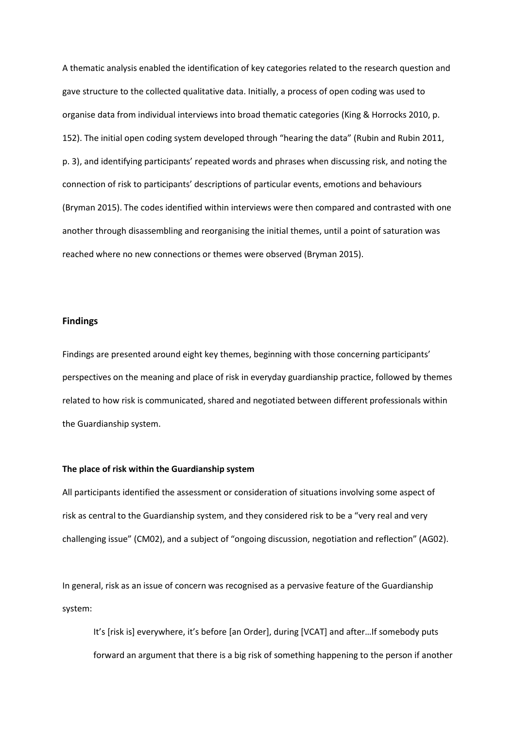A thematic analysis enabled the identification of key categories related to the research question and gave structure to the collected qualitative data. Initially, a process of open coding was used to organise data from individual interviews into broad thematic categories (King & Horrocks 2010, p. 152). The initial open coding system developed through "hearing the data" (Rubin and Rubin 2011, p. 3), and identifying participants' repeated words and phrases when discussing risk, and noting the connection of risk to participants' descriptions of particular events, emotions and behaviours (Bryman 2015). The codes identified within interviews were then compared and contrasted with one another through disassembling and reorganising the initial themes, until a point of saturation was reached where no new connections or themes were observed (Bryman 2015).

## Findings

Findings are presented around eight key themes, beginning with those concerning participants' perspectives on the meaning and place of risk in everyday guardianship practice, followed by themes related to how risk is communicated, shared and negotiated between different professionals within the Guardianship system.

### The place of risk within the Guardianship system

All participants identified the assessment or consideration of situations involving some aspect of risk as central to the Guardianship system, and they considered risk to be a "very real and very challenging issue" (CM02), and a subject of "ongoing discussion, negotiation and reflection" (AG02).

In general, risk as an issue of concern was recognised as a pervasive feature of the Guardianship system:

> It's [risk is] everywhere, it's before [an Order], during [VCAT] and after…If somebody puts forward an argument that there is a big risk of something happening to the person if another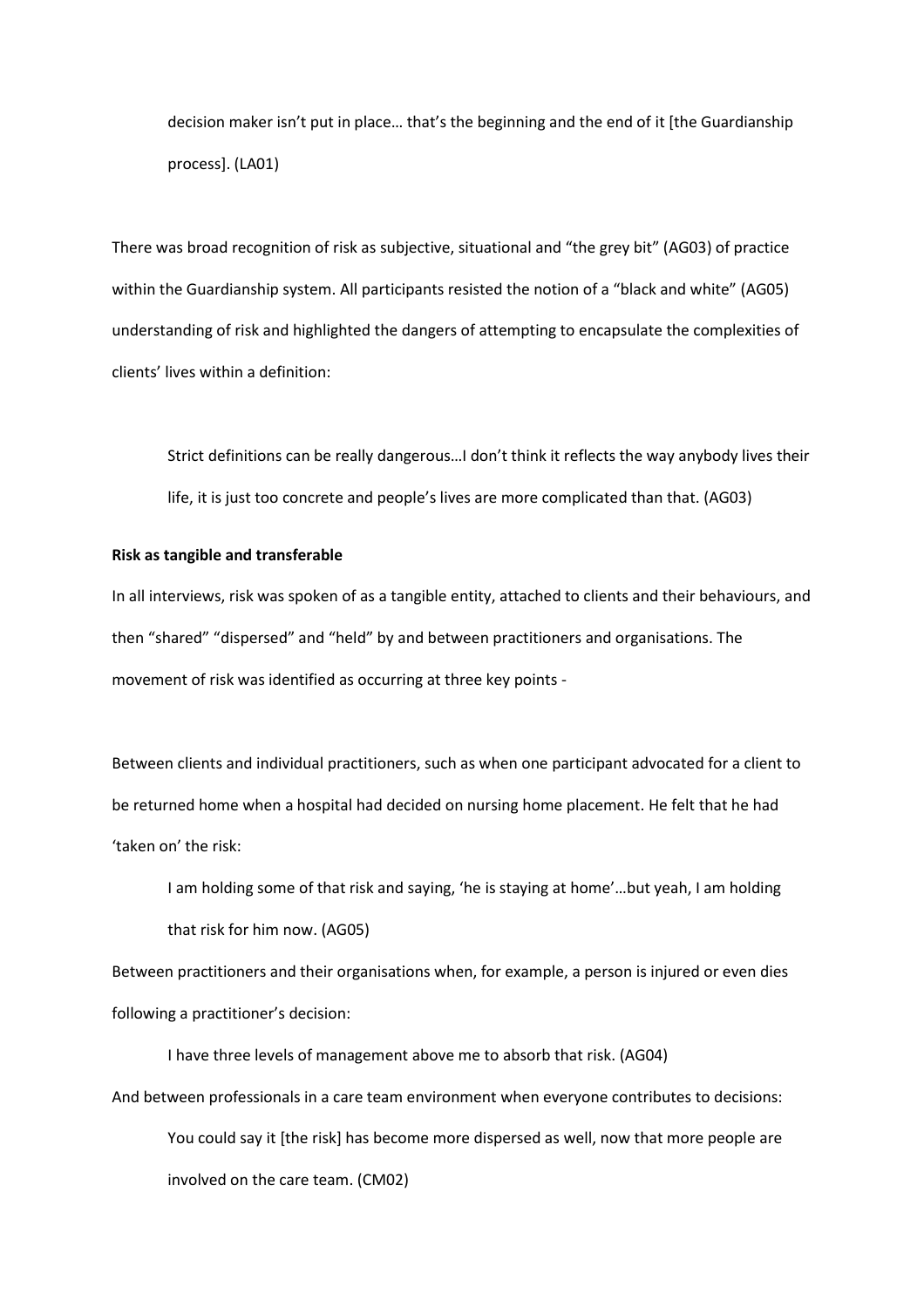> decision maker isn't put in place… that's the beginning and the end of it [the Guardianship process]. (LA01)

There was broad recognition of risk as subjective, situational and "the grey bit" (AG03) of practice within the Guardianship system. All participants resisted the notion of a "black and white" (AG05) understanding of risk and highlighted the dangers of attempting to encapsulate the complexities of clients' lives within a definition:

> Strict definitions can be really dangerous…I don't think it reflects the way anybody lives their life, it is just too concrete and people's lives are more complicated than that. (AG03)

**Risk as tangible and transferable**

In all interviews, risk was spoken of as a tangible entity, attached to clients and their behaviours, and then "shared" "dispersed" and "held" by and between practitioners and organisations. The movement of risk was identified as occurring at three key points -

Between clients and individual practitioners, such as when one participant advocated for a client to be returned home when a hospital had decided on nursing home placement. He felt that he had 'taken on' the risk:

> I am holding some of that risk and saying, 'he is staying at home'…but yeah, I am holding that risk for him now. (AG05)

Between practitioners and their organisations when, for example, a person is injured or even dies following a practitioner's decision:

> I have three levels of management above me to absorb that risk. (AG04)

And between professionals in a care team environment when everyone contributes to decisions:

> You could say it [the risk] has become more dispersed as well, now that more people are involved on the care team. (CM02)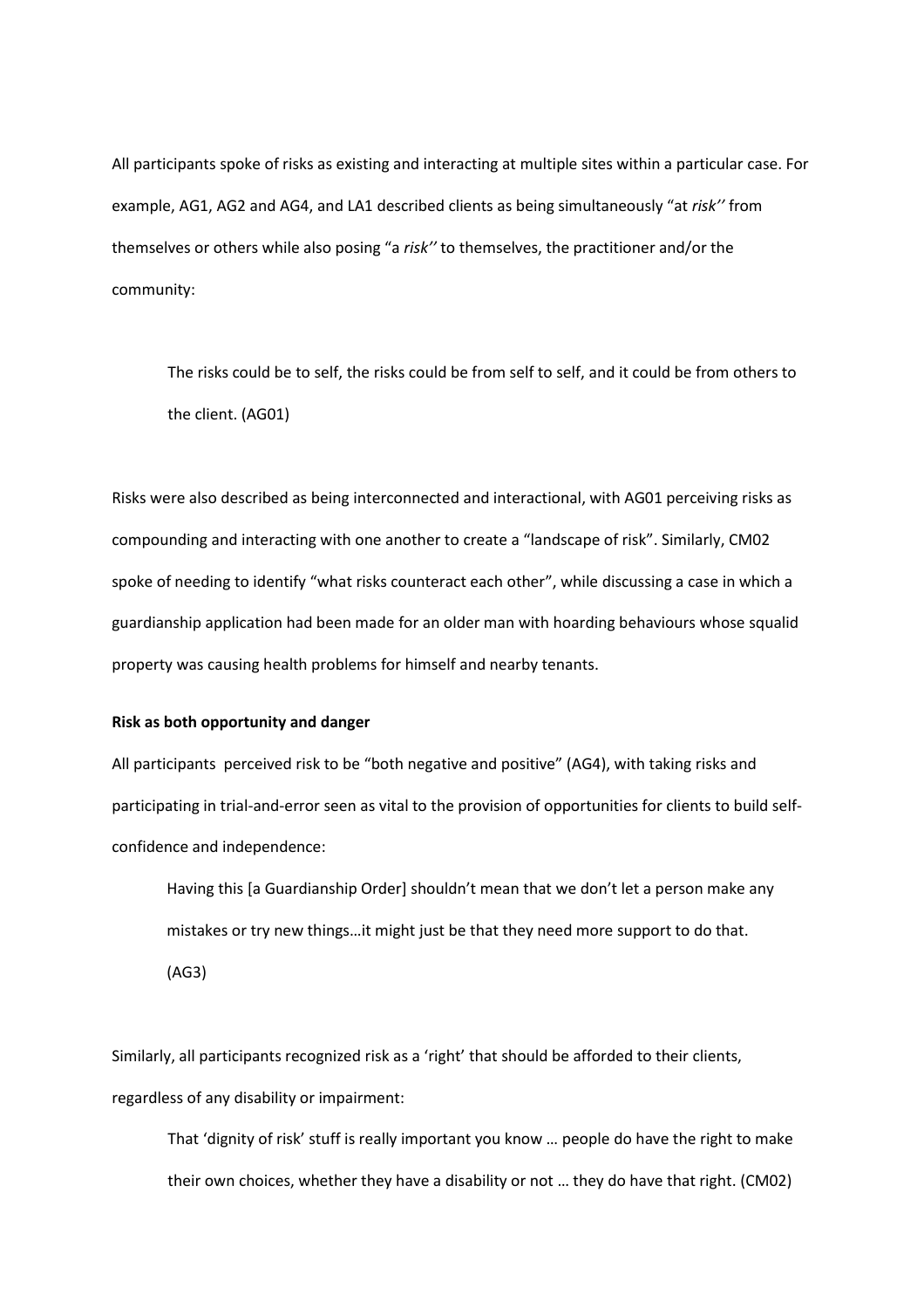All participants spoke of risks as existing and interacting at multiple sites within a particular case. For example, AG1, AG2 and AG4, and LA1 described clients as being simultaneously "at *risk''* from themselves or others while also posing "a *risk''* to themselves, the practitioner and/or the community:

> The risks could be to self, the risks could be from self to self, and it could be from others to the client. (AG01)

Risks were also described as being interconnected and interactional, with AG01 perceiving risks as compounding and interacting with one another to create a "landscape of risk". Similarly, CM02 spoke of needing to identify "what risks counteract each other", while discussing a case in which a guardianship application had been made for an older man with hoarding behaviours whose squalid property was causing health problems for himself and nearby tenants.

**Risk as both opportunity and danger**

All participants perceived risk to be "both negative and positive" (AG4), with taking risks and participating in trial-and-error seen as vital to the provision of opportunities for clients to build self-confidence and independence:

> Having this [a Guardianship Order] shouldn't mean that we don't let a person make any mistakes or try new things…it might just be that they need more support to do that. (AG3)

Similarly, all participants recognized risk as a 'right' that should be afforded to their clients, regardless of any disability or impairment:

> That 'dignity of risk' stuff is really important you know … people do have the right to make their own choices, whether they have a disability or not … they do have that right. (CM02)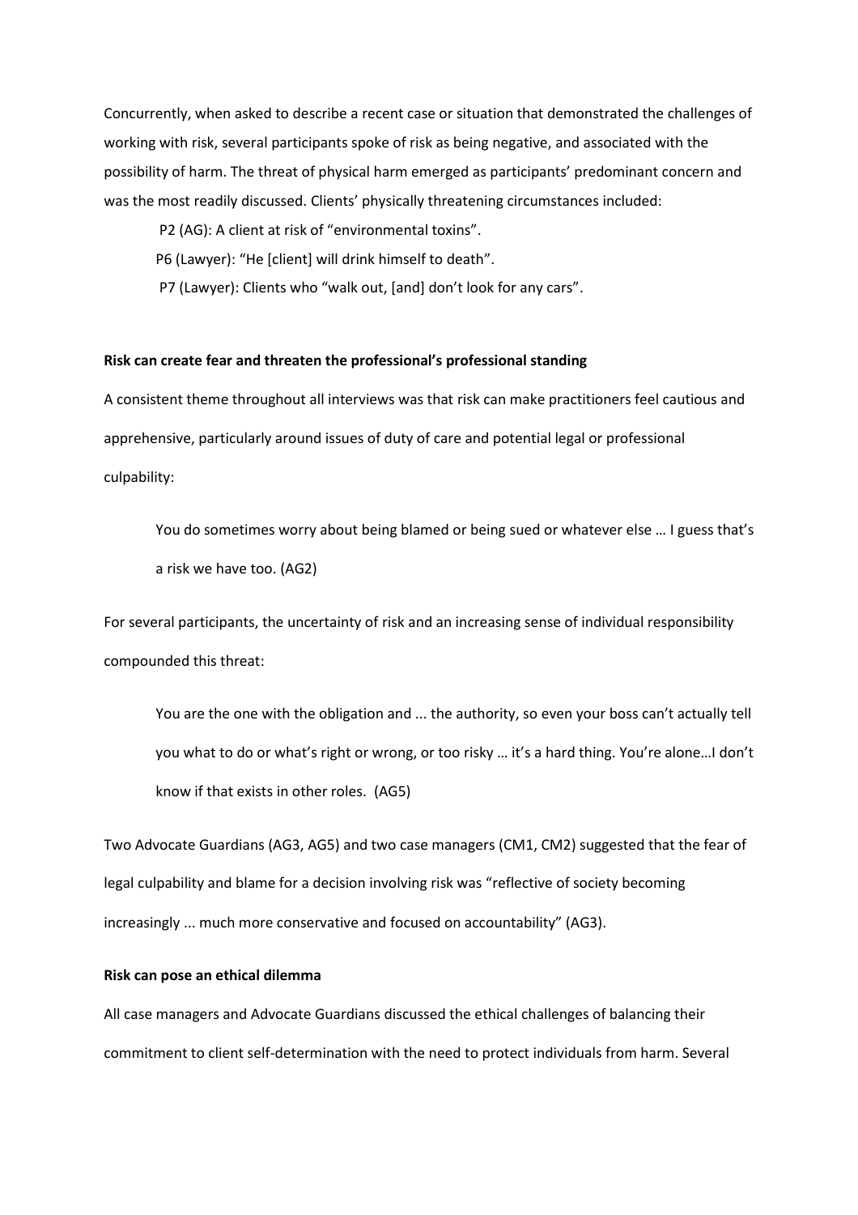Concurrently, when asked to describe a recent case or situation that demonstrated the challenges of working with risk, several participants spoke of risk as being negative, and associated with the possibility of harm. The threat of physical harm emerged as participants' predominant concern and was the most readily discussed. Clients' physically threatening circumstances included:

P2 (AG): A client at risk of "environmental toxins".

P6 (Lawyer): "He [client] will drink himself to death".

P7 (Lawyer): Clients who "walk out, [and] don't look for any cars".

**Risk can create fear and threaten the professional's professional standing**

A consistent theme throughout all interviews was that risk can make practitioners feel cautious and apprehensive, particularly around issues of duty of care and potential legal or professional culpability:

> You do sometimes worry about being blamed or being sued or whatever else … I guess that's a risk we have too. (AG2)

For several participants, the uncertainty of risk and an increasing sense of individual responsibility compounded this threat:

> You are the one with the obligation and ... the authority, so even your boss can't actually tell you what to do or what's right or wrong, or too risky … it's a hard thing. You're alone…I don't know if that exists in other roles. (AG5)

Two Advocate Guardians (AG3, AG5) and two case managers (CM1, CM2) suggested that the fear of legal culpability and blame for a decision involving risk was "reflective of society becoming increasingly ... much more conservative and focused on accountability" (AG3).

**Risk can pose an ethical dilemma**

All case managers and Advocate Guardians discussed the ethical challenges of balancing their commitment to client self-determination with the need to protect individuals from harm. Several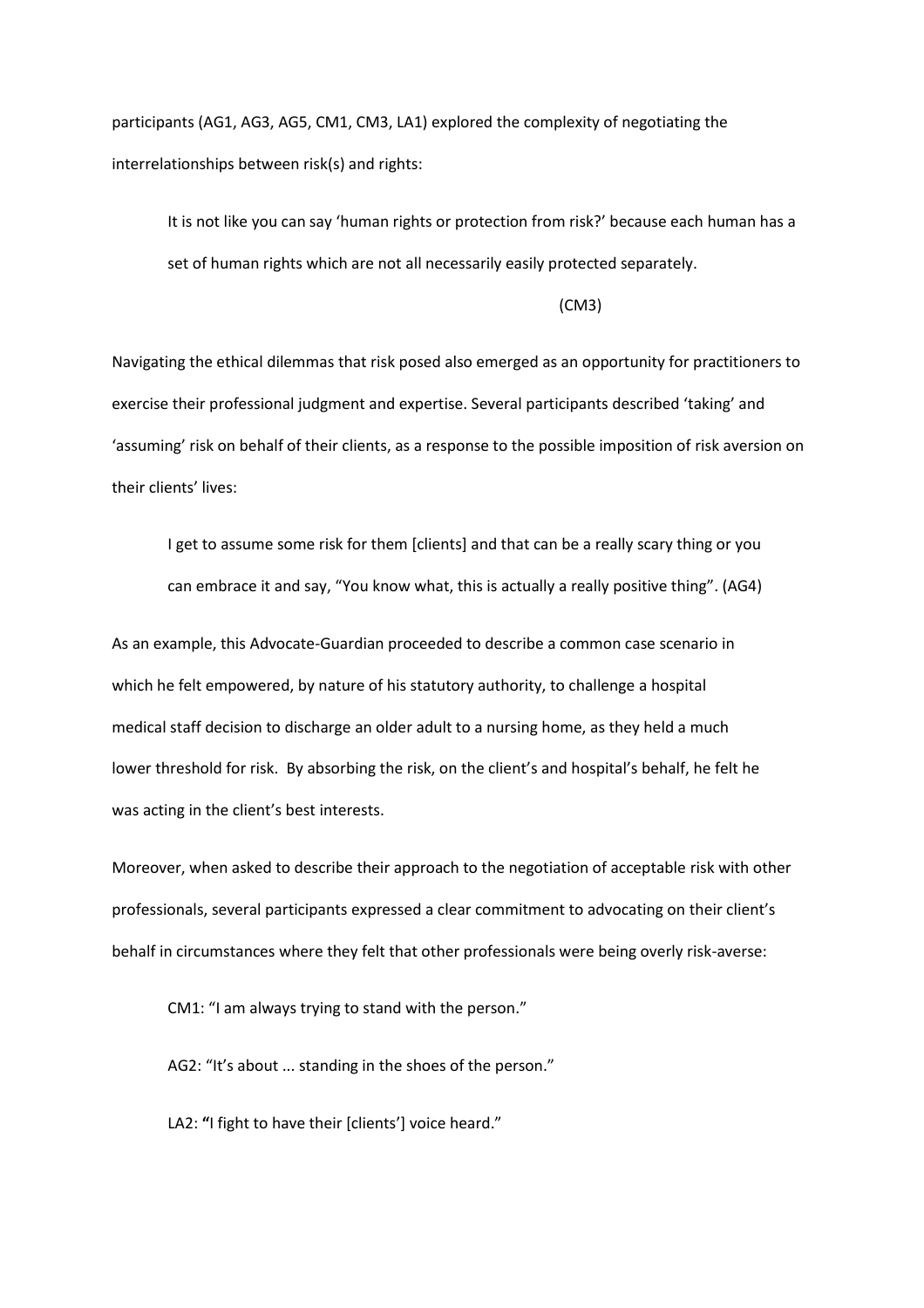participants (AG1, AG3, AG5, CM1, CM3, LA1) explored the complexity of negotiating the interrelationships between risk(s) and rights:

> It is not like you can say 'human rights or protection from risk?' because each human has a set of human rights which are not all necessarily easily protected separately.
>
> (CM3)

Navigating the ethical dilemmas that risk posed also emerged as an opportunity for practitioners to exercise their professional judgment and expertise. Several participants described 'taking' and 'assuming' risk on behalf of their clients, as a response to the possible imposition of risk aversion on their clients' lives:

> I get to assume some risk for them [clients] and that can be a really scary thing or you can embrace it and say, "You know what, this is actually a really positive thing". (AG4)

As an example, this Advocate-Guardian proceeded to describe a common case scenario in which he felt empowered, by nature of his statutory authority, to challenge a hospital medical staff decision to discharge an older adult to a nursing home, as they held a much lower threshold for risk. By absorbing the risk, on the client's and hospital's behalf, he felt he was acting in the client's best interests.

Moreover, when asked to describe their approach to the negotiation of acceptable risk with other professionals, several participants expressed a clear commitment to advocating on their client's behalf in circumstances where they felt that other professionals were being overly risk-averse:

> CM1: "I am always trying to stand with the person."
>
> AG2: "It's about ... standing in the shoes of the person."
>
> LA2: "I fight to have their [clients'] voice heard."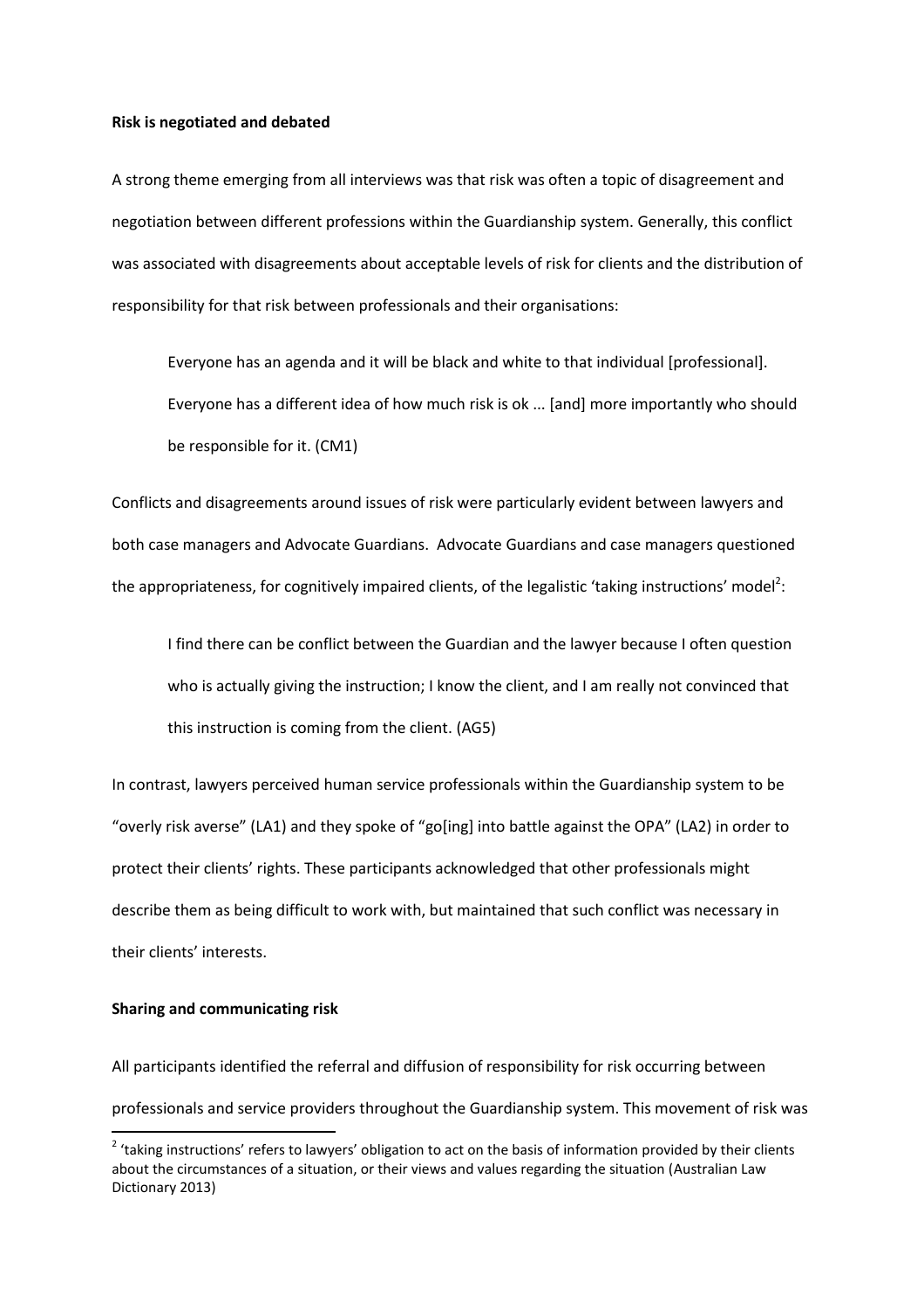**Risk is negotiated and debated**

A strong theme emerging from all interviews was that risk was often a topic of disagreement and negotiation between different professions within the Guardianship system. Generally, this conflict was associated with disagreements about acceptable levels of risk for clients and the distribution of responsibility for that risk between professionals and their organisations:

> Everyone has an agenda and it will be black and white to that individual [professional]. Everyone has a different idea of how much risk is ok ... [and] more importantly who should be responsible for it. (CM1)

Conflicts and disagreements around issues of risk were particularly evident between lawyers and both case managers and Advocate Guardians. Advocate Guardians and case managers questioned the appropriateness, for cognitively impaired clients, of the legalistic 'taking instructions' model[2]:

> I find there can be conflict between the Guardian and the lawyer because I often question who is actually giving the instruction; I know the client, and I am really not convinced that this instruction is coming from the client. (AG5)

In contrast, lawyers perceived human service professionals within the Guardianship system to be "overly risk averse" (LA1) and they spoke of "go[ing] into battle against the OPA" (LA2) in order to protect their clients' rights. These participants acknowledged that other professionals might describe them as being difficult to work with, but maintained that such conflict was necessary in their clients' interests.

**Sharing and communicating risk**

All participants identified the referral and diffusion of responsibility for risk occurring between professionals and service providers throughout the Guardianship system. This movement of risk was

[2] 'taking instructions' refers to lawyers' obligation to act on the basis of information provided by their clients about the circumstances of a situation, or their views and values regarding the situation (Australian Law Dictionary 2013)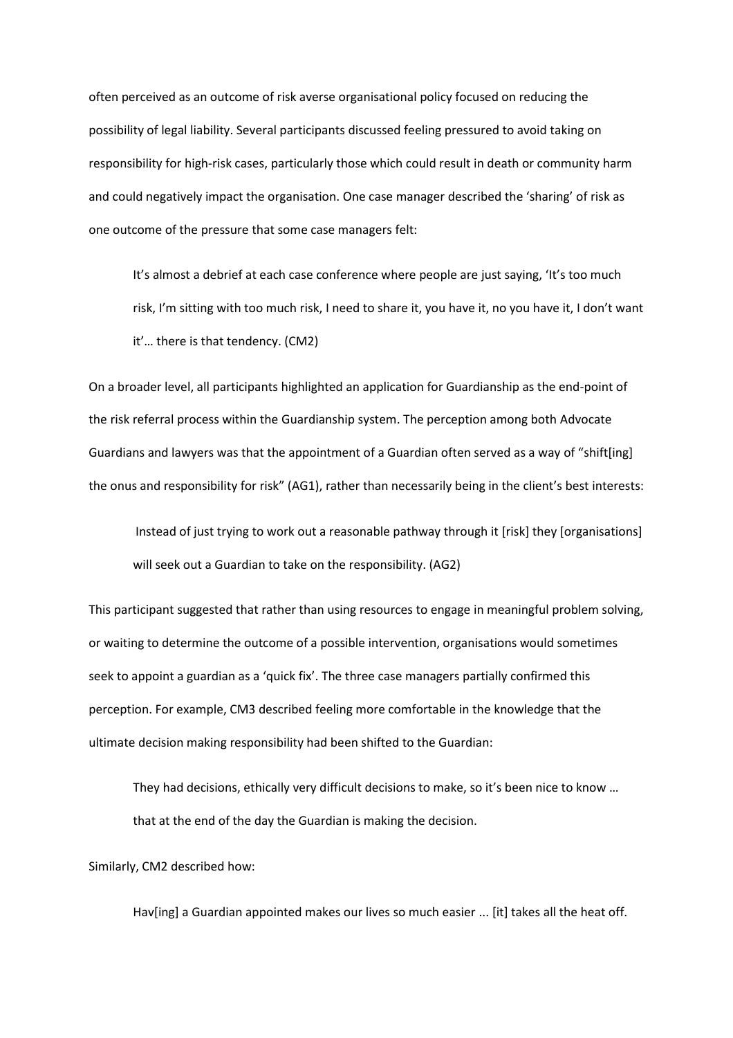often perceived as an outcome of risk averse organisational policy focused on reducing the possibility of legal liability. Several participants discussed feeling pressured to avoid taking on responsibility for high-risk cases, particularly those which could result in death or community harm and could negatively impact the organisation. One case manager described the 'sharing' of risk as one outcome of the pressure that some case managers felt:

> It's almost a debrief at each case conference where people are just saying, 'It's too much risk, I'm sitting with too much risk, I need to share it, you have it, no you have it, I don't want it'… there is that tendency. (CM2)

On a broader level, all participants highlighted an application for Guardianship as the end-point of the risk referral process within the Guardianship system. The perception among both Advocate Guardians and lawyers was that the appointment of a Guardian often served as a way of "shift[ing] the onus and responsibility for risk" (AG1), rather than necessarily being in the client's best interests:

> Instead of just trying to work out a reasonable pathway through it [risk] they [organisations] will seek out a Guardian to take on the responsibility. (AG2)

This participant suggested that rather than using resources to engage in meaningful problem solving, or waiting to determine the outcome of a possible intervention, organisations would sometimes seek to appoint a guardian as a 'quick fix'. The three case managers partially confirmed this perception. For example, CM3 described feeling more comfortable in the knowledge that the ultimate decision making responsibility had been shifted to the Guardian:

> They had decisions, ethically very difficult decisions to make, so it's been nice to know … that at the end of the day the Guardian is making the decision.

Similarly, CM2 described how:

> Hav[ing] a Guardian appointed makes our lives so much easier ... [it] takes all the heat off.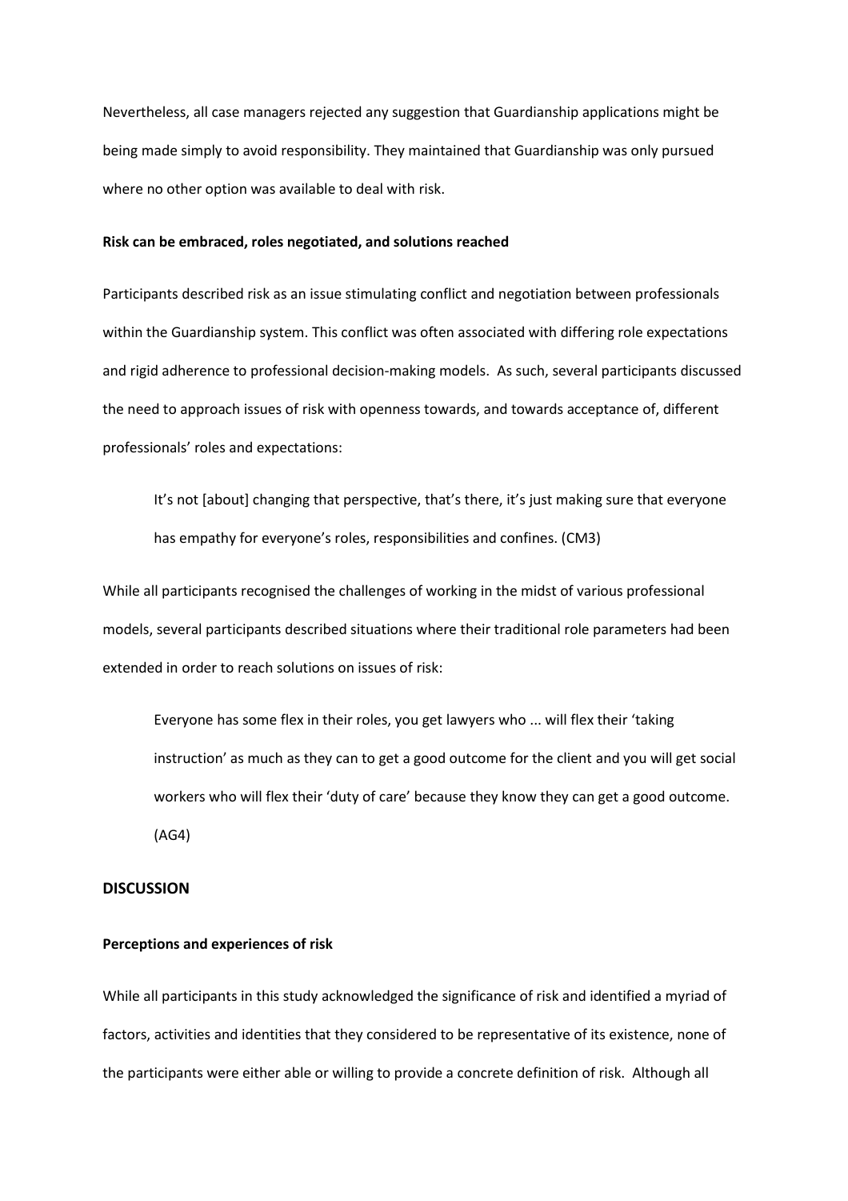Nevertheless, all case managers rejected any suggestion that Guardianship applications might be being made simply to avoid responsibility. They maintained that Guardianship was only pursued where no other option was available to deal with risk.

**Risk can be embraced, roles negotiated, and solutions reached**

Participants described risk as an issue stimulating conflict and negotiation between professionals within the Guardianship system. This conflict was often associated with differing role expectations and rigid adherence to professional decision-making models. As such, several participants discussed the need to approach issues of risk with openness towards, and towards acceptance of, different professionals' roles and expectations:

> It's not [about] changing that perspective, that's there, it's just making sure that everyone has empathy for everyone's roles, responsibilities and confines. (CM3)

While all participants recognised the challenges of working in the midst of various professional models, several participants described situations where their traditional role parameters had been extended in order to reach solutions on issues of risk:

> Everyone has some flex in their roles, you get lawyers who ... will flex their 'taking instruction' as much as they can to get a good outcome for the client and you will get social workers who will flex their 'duty of care' because they know they can get a good outcome. (AG4)

## DISCUSSION

**Perceptions and experiences of risk**

While all participants in this study acknowledged the significance of risk and identified a myriad of factors, activities and identities that they considered to be representative of its existence, none of the participants were either able or willing to provide a concrete definition of risk. Although all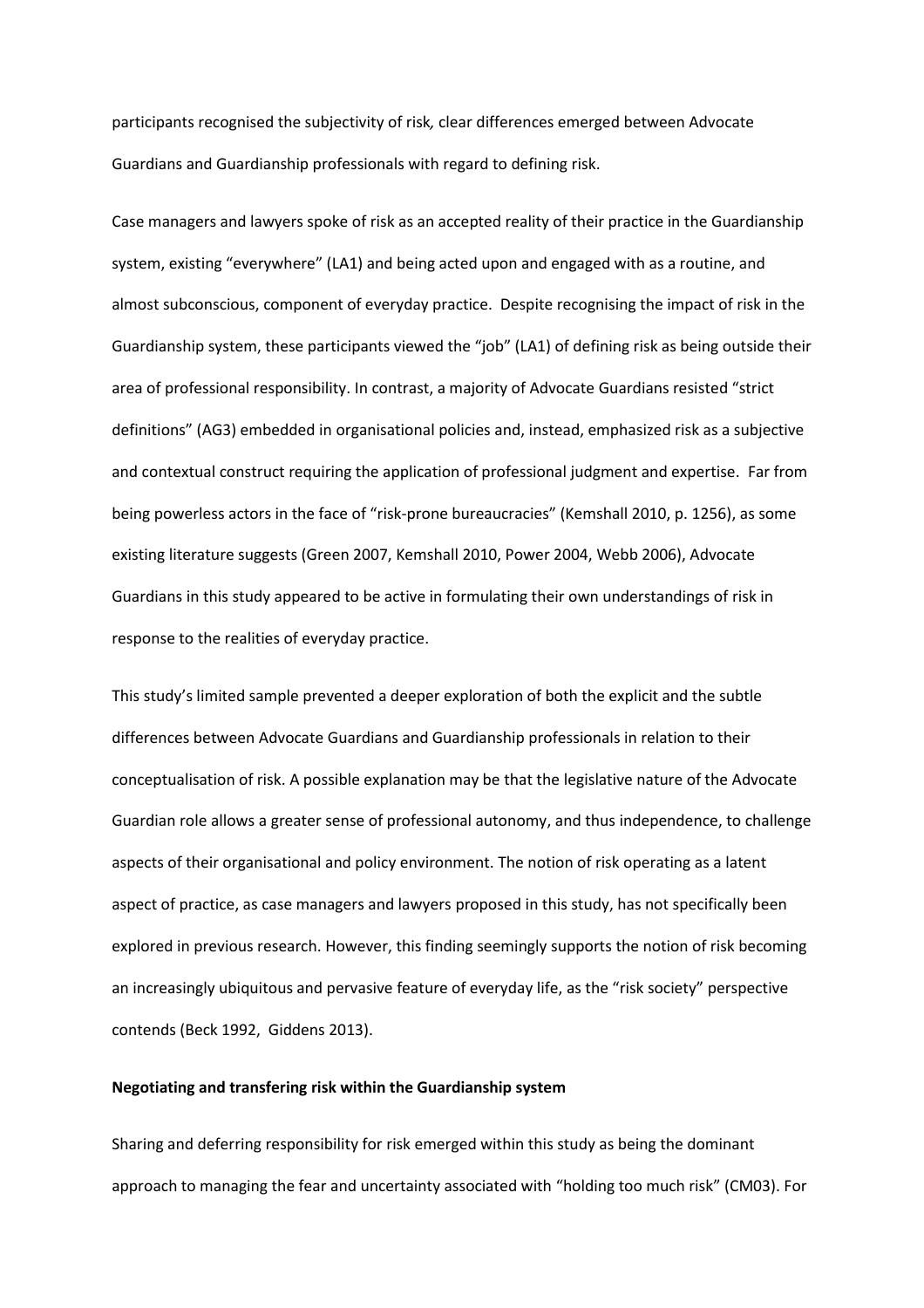participants recognised the subjectivity of risk*,* clear differences emerged between Advocate Guardians and Guardianship professionals with regard to defining risk.

Case managers and lawyers spoke of risk as an accepted reality of their practice in the Guardianship system, existing "everywhere" (LA1) and being acted upon and engaged with as a routine, and almost subconscious, component of everyday practice. Despite recognising the impact of risk in the Guardianship system, these participants viewed the "job" (LA1) of defining risk as being outside their area of professional responsibility. In contrast, a majority of Advocate Guardians resisted "strict definitions" (AG3) embedded in organisational policies and, instead, emphasized risk as a subjective and contextual construct requiring the application of professional judgment and expertise. Far from being powerless actors in the face of "risk-prone bureaucracies" (Kemshall 2010, p. 1256), as some existing literature suggests (Green 2007, Kemshall 2010, Power 2004, Webb 2006), Advocate Guardians in this study appeared to be active in formulating their own understandings of risk in response to the realities of everyday practice.

This study's limited sample prevented a deeper exploration of both the explicit and the subtle differences between Advocate Guardians and Guardianship professionals in relation to their conceptualisation of risk. A possible explanation may be that the legislative nature of the Advocate Guardian role allows a greater sense of professional autonomy, and thus independence, to challenge aspects of their organisational and policy environment. The notion of risk operating as a latent aspect of practice, as case managers and lawyers proposed in this study, has not specifically been explored in previous research. However, this finding seemingly supports the notion of risk becoming an increasingly ubiquitous and pervasive feature of everyday life, as the "risk society" perspective contends (Beck 1992, Giddens 2013).

**Negotiating and transfering risk within the Guardianship system**

Sharing and deferring responsibility for risk emerged within this study as being the dominant approach to managing the fear and uncertainty associated with "holding too much risk" (CM03). For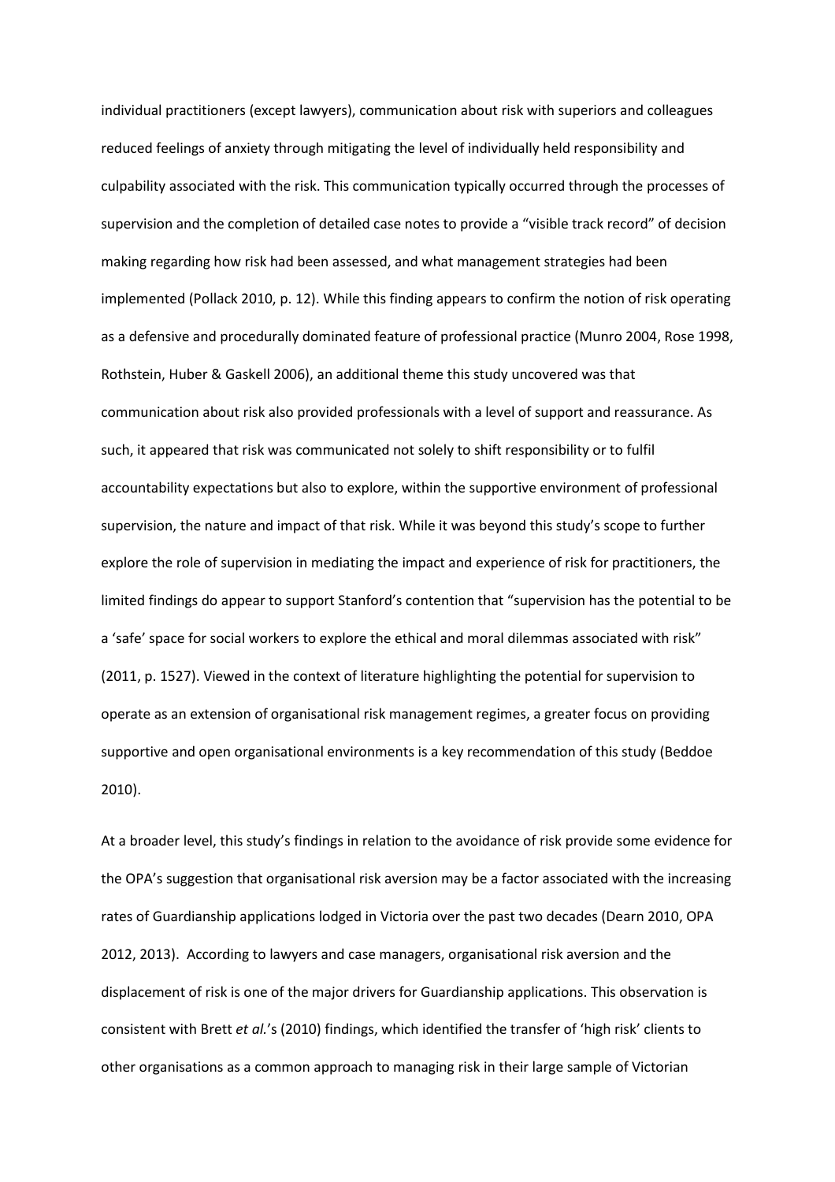individual practitioners (except lawyers), communication about risk with superiors and colleagues reduced feelings of anxiety through mitigating the level of individually held responsibility and culpability associated with the risk. This communication typically occurred through the processes of supervision and the completion of detailed case notes to provide a "visible track record" of decision making regarding how risk had been assessed, and what management strategies had been implemented (Pollack 2010, p. 12). While this finding appears to confirm the notion of risk operating as a defensive and procedurally dominated feature of professional practice (Munro 2004, Rose 1998, Rothstein, Huber & Gaskell 2006), an additional theme this study uncovered was that communication about risk also provided professionals with a level of support and reassurance. As such, it appeared that risk was communicated not solely to shift responsibility or to fulfil accountability expectations but also to explore, within the supportive environment of professional supervision, the nature and impact of that risk. While it was beyond this study's scope to further explore the role of supervision in mediating the impact and experience of risk for practitioners, the limited findings do appear to support Stanford's contention that "supervision has the potential to be a 'safe' space for social workers to explore the ethical and moral dilemmas associated with risk" (2011, p. 1527). Viewed in the context of literature highlighting the potential for supervision to operate as an extension of organisational risk management regimes, a greater focus on providing supportive and open organisational environments is a key recommendation of this study (Beddoe 2010).

At a broader level, this study's findings in relation to the avoidance of risk provide some evidence for the OPA's suggestion that organisational risk aversion may be a factor associated with the increasing rates of Guardianship applications lodged in Victoria over the past two decades (Dearn 2010, OPA 2012, 2013). According to lawyers and case managers, organisational risk aversion and the displacement of risk is one of the major drivers for Guardianship applications. This observation is consistent with Brett *et al.*'s (2010) findings, which identified the transfer of 'high risk' clients to other organisations as a common approach to managing risk in their large sample of Victorian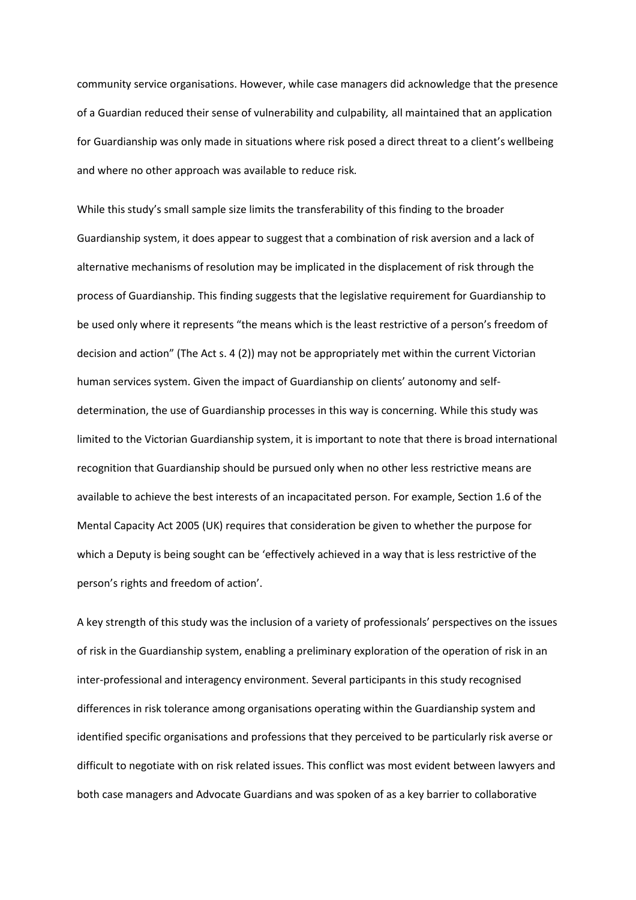community service organisations. However, while case managers did acknowledge that the presence of a Guardian reduced their sense of vulnerability and culpability, all maintained that an application for Guardianship was only made in situations where risk posed a direct threat to a client's wellbeing and where no other approach was available to reduce risk.

While this study's small sample size limits the transferability of this finding to the broader Guardianship system, it does appear to suggest that a combination of risk aversion and a lack of alternative mechanisms of resolution may be implicated in the displacement of risk through the process of Guardianship. This finding suggests that the legislative requirement for Guardianship to be used only where it represents "the means which is the least restrictive of a person's freedom of decision and action" (The Act s. 4 (2)) may not be appropriately met within the current Victorian human services system. Given the impact of Guardianship on clients' autonomy and self-determination, the use of Guardianship processes in this way is concerning. While this study was limited to the Victorian Guardianship system, it is important to note that there is broad international recognition that Guardianship should be pursued only when no other less restrictive means are available to achieve the best interests of an incapacitated person. For example, Section 1.6 of the Mental Capacity Act 2005 (UK) requires that consideration be given to whether the purpose for which a Deputy is being sought can be 'effectively achieved in a way that is less restrictive of the person's rights and freedom of action'.

A key strength of this study was the inclusion of a variety of professionals' perspectives on the issues of risk in the Guardianship system, enabling a preliminary exploration of the operation of risk in an inter-professional and interagency environment. Several participants in this study recognised differences in risk tolerance among organisations operating within the Guardianship system and identified specific organisations and professions that they perceived to be particularly risk averse or difficult to negotiate with on risk related issues. This conflict was most evident between lawyers and both case managers and Advocate Guardians and was spoken of as a key barrier to collaborative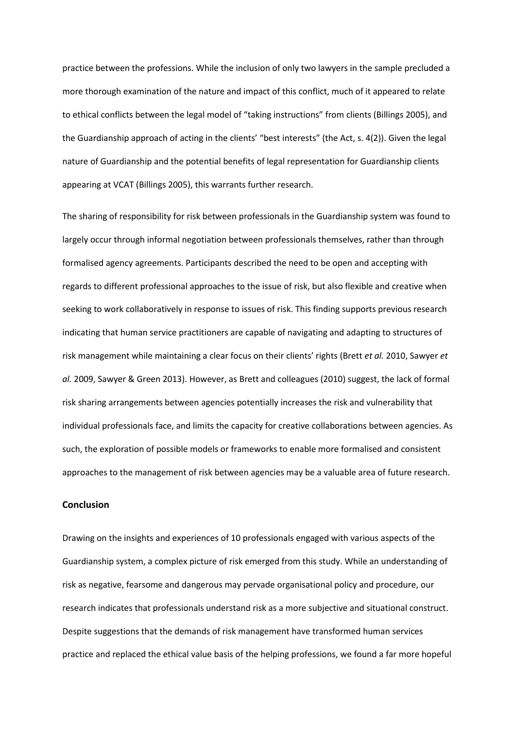practice between the professions. While the inclusion of only two lawyers in the sample precluded a more thorough examination of the nature and impact of this conflict, much of it appeared to relate to ethical conflicts between the legal model of "taking instructions" from clients (Billings 2005), and the Guardianship approach of acting in the clients' "best interests" (the Act, s. 4(2)). Given the legal nature of Guardianship and the potential benefits of legal representation for Guardianship clients appearing at VCAT (Billings 2005), this warrants further research.

The sharing of responsibility for risk between professionals in the Guardianship system was found to largely occur through informal negotiation between professionals themselves, rather than through formalised agency agreements. Participants described the need to be open and accepting with regards to different professional approaches to the issue of risk, but also flexible and creative when seeking to work collaboratively in response to issues of risk. This finding supports previous research indicating that human service practitioners are capable of navigating and adapting to structures of risk management while maintaining a clear focus on their clients' rights (Brett *et al.* 2010, Sawyer *et al.* 2009, Sawyer & Green 2013). However, as Brett and colleagues (2010) suggest, the lack of formal risk sharing arrangements between agencies potentially increases the risk and vulnerability that individual professionals face, and limits the capacity for creative collaborations between agencies. As such, the exploration of possible models or frameworks to enable more formalised and consistent approaches to the management of risk between agencies may be a valuable area of future research.

## Conclusion

Drawing on the insights and experiences of 10 professionals engaged with various aspects of the Guardianship system, a complex picture of risk emerged from this study. While an understanding of risk as negative, fearsome and dangerous may pervade organisational policy and procedure, our research indicates that professionals understand risk as a more subjective and situational construct. Despite suggestions that the demands of risk management have transformed human services practice and replaced the ethical value basis of the helping professions, we found a far more hopeful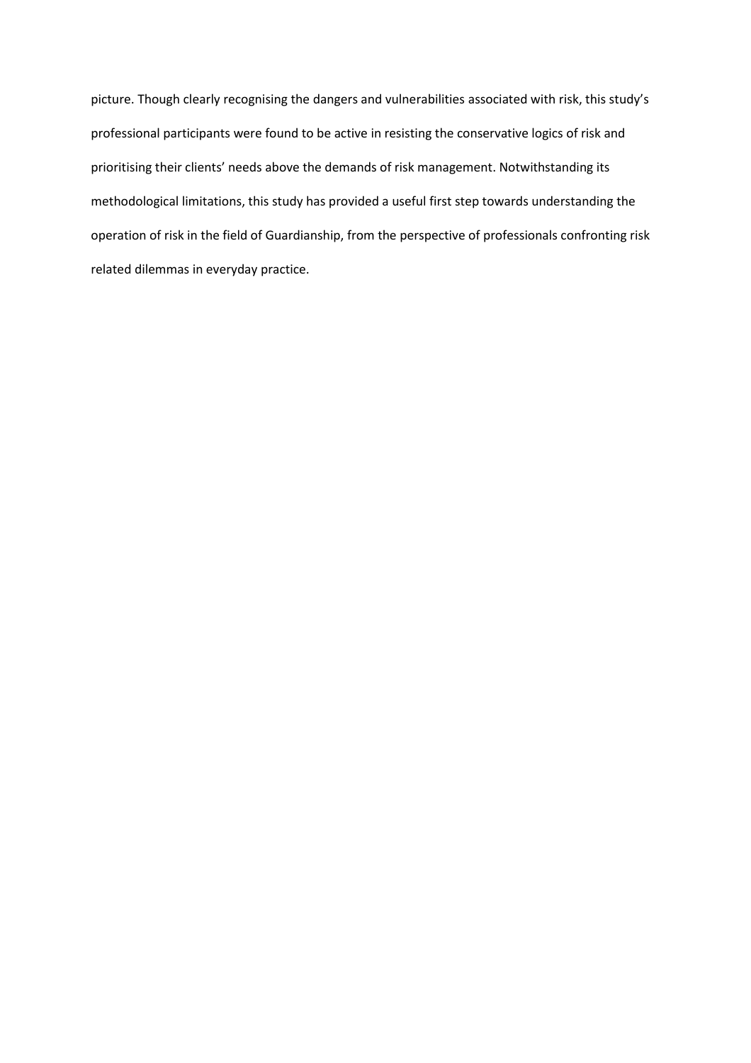picture. Though clearly recognising the dangers and vulnerabilities associated with risk, this study's professional participants were found to be active in resisting the conservative logics of risk and prioritising their clients' needs above the demands of risk management. Notwithstanding its methodological limitations, this study has provided a useful first step towards understanding the operation of risk in the field of Guardianship, from the perspective of professionals confronting risk related dilemmas in everyday practice.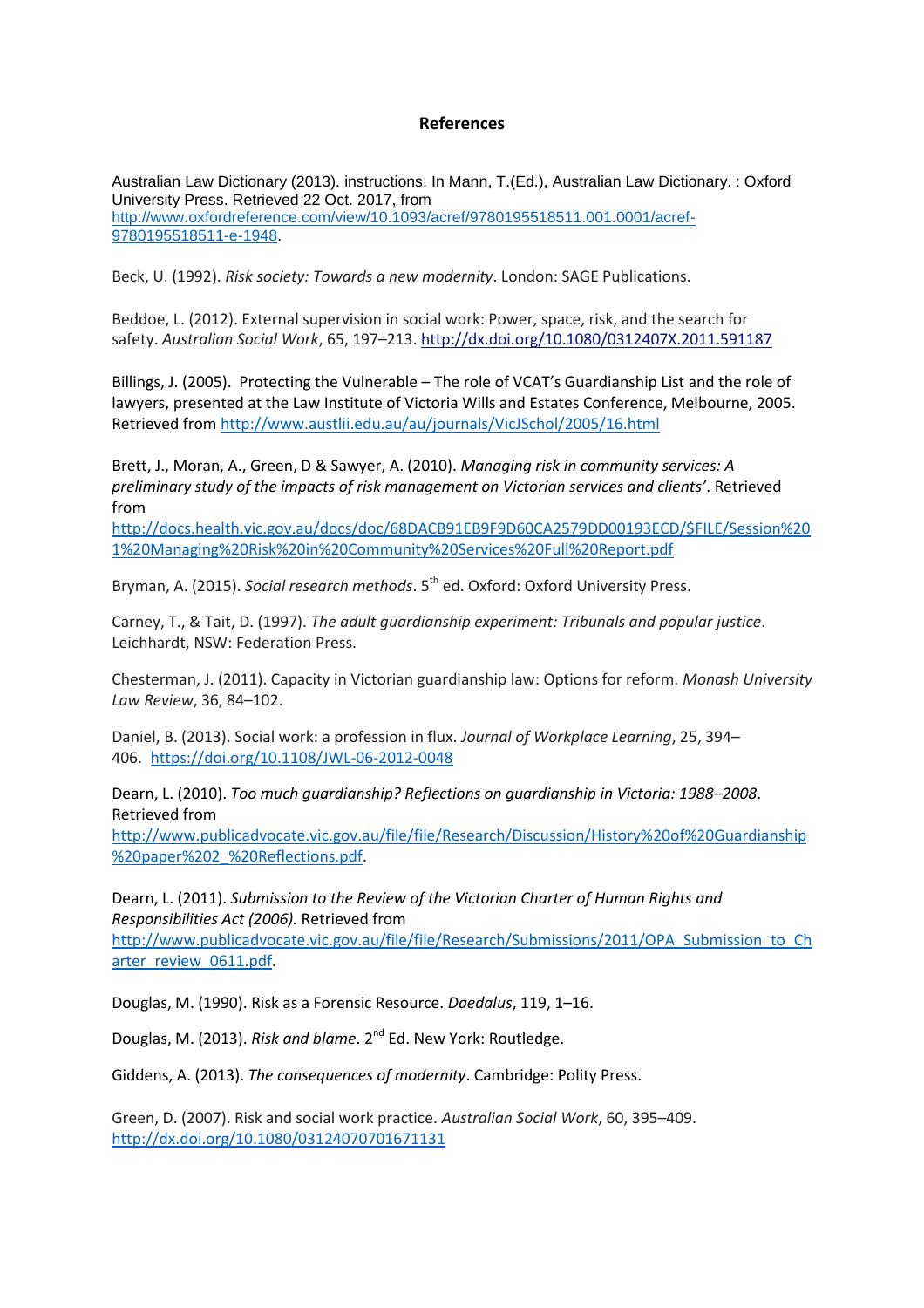**References**

Australian Law Dictionary (2013). instructions. In Mann, T.(Ed.), Australian Law Dictionary. : Oxford University Press. Retrieved 22 Oct. 2017, from http://www.oxfordreference.com/view/10.1093/acref/9780195518511.001.0001/acref-9780195518511-e-1948.

Beck, U. (1992). *Risk society: Towards a new modernity*. London: SAGE Publications.

Beddoe, L. (2012). External supervision in social work: Power, space, risk, and the search for safety. *Australian Social Work*, 65, 197–213. http://dx.doi.org/10.1080/0312407X.2011.591187

Billings, J. (2005). Protecting the Vulnerable – The role of VCAT's Guardianship List and the role of lawyers, presented at the Law Institute of Victoria Wills and Estates Conference, Melbourne, 2005. Retrieved from http://www.austlii.edu.au/au/journals/VicJSchol/2005/16.html

Brett, J., Moran, A., Green, D & Sawyer, A. (2010). *Managing risk in community services: A preliminary study of the impacts of risk management on Victorian services and clients'*. Retrieved from http://docs.health.vic.gov.au/docs/doc/68DACB91EB9F9D60CA2579DD00193ECD/$FILE/Session%201%20Managing%20Risk%20in%20Community%20Services%20Full%20Report.pdf

Bryman, A. (2015). *Social research methods*. 5th ed. Oxford: Oxford University Press.

Carney, T., & Tait, D. (1997). *The adult guardianship experiment: Tribunals and popular justice*. Leichhardt, NSW: Federation Press.

Chesterman, J. (2011). Capacity in Victorian guardianship law: Options for reform. *Monash University Law Review*, 36, 84–102.

Daniel, B. (2013). Social work: a profession in flux. *Journal of Workplace Learning*, 25, 394–406. https://doi.org/10.1108/JWL-06-2012-0048

Dearn, L. (2010). *Too much guardianship? Reflections on guardianship in Victoria: 1988–2008*. Retrieved from http://www.publicadvocate.vic.gov.au/file/file/Research/Discussion/History%20of%20Guardianship%20paper%202_%20Reflections.pdf.

Dearn, L. (2011). *Submission to the Review of the Victorian Charter of Human Rights and Responsibilities Act (2006).* Retrieved from http://www.publicadvocate.vic.gov.au/file/file/Research/Submissions/2011/OPA_Submission_to_Charter_review_0611.pdf.

Douglas, M. (1990). Risk as a Forensic Resource. *Daedalus*, 119, 1–16.

Douglas, M. (2013). *Risk and blame*. 2nd Ed. New York: Routledge.

Giddens, A. (2013). *The consequences of modernity*. Cambridge: Polity Press.

Green, D. (2007). Risk and social work practice. *Australian Social Work*, 60, 395–409. http://dx.doi.org/10.1080/03124070701671131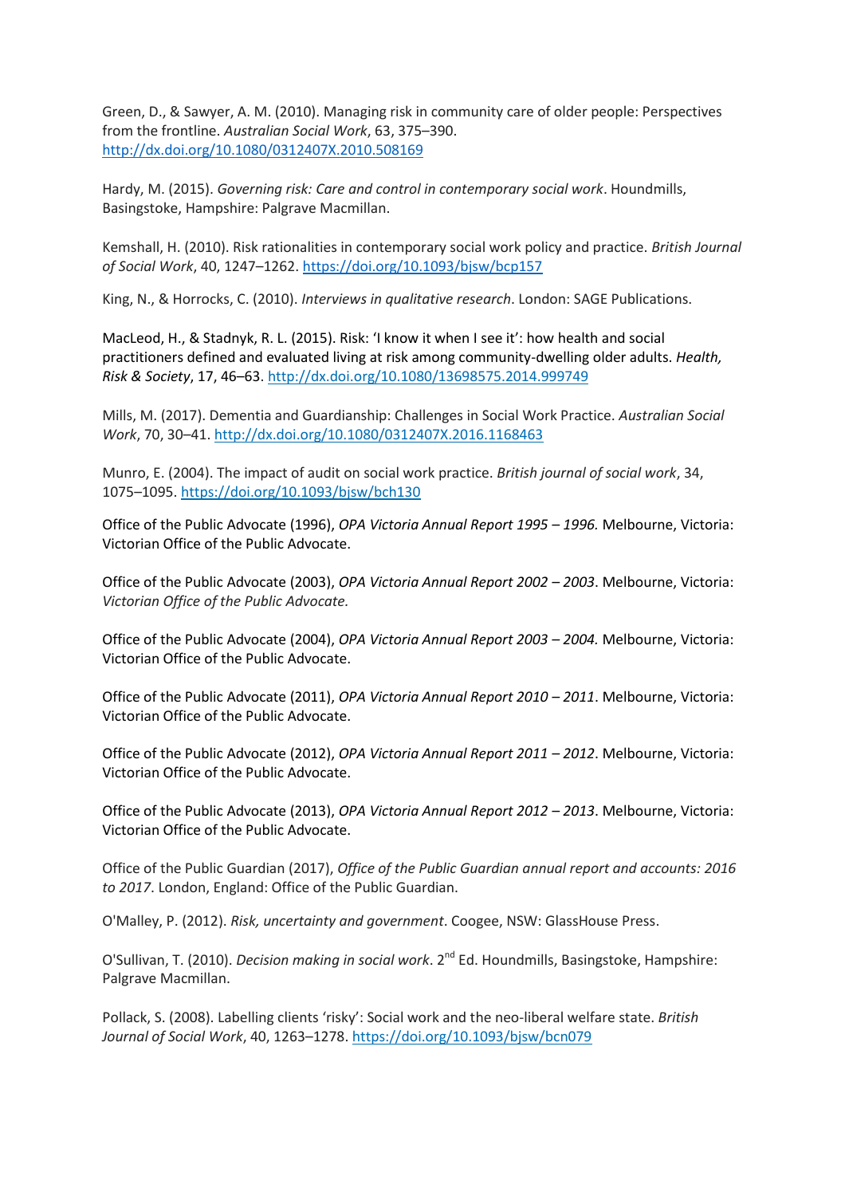Green, D., & Sawyer, A. M. (2010). Managing risk in community care of older people: Perspectives from the frontline. *Australian Social Work*, 63, 375–390. http://dx.doi.org/10.1080/0312407X.2010.508169

Hardy, M. (2015). *Governing risk: Care and control in contemporary social work*. Houndmills, Basingstoke, Hampshire: Palgrave Macmillan.

Kemshall, H. (2010). Risk rationalities in contemporary social work policy and practice. *British Journal of Social Work*, 40, 1247–1262. https://doi.org/10.1093/bjsw/bcp157

King, N., & Horrocks, C. (2010). *Interviews in qualitative research*. London: SAGE Publications.

MacLeod, H., & Stadnyk, R. L. (2015). Risk: 'I know it when I see it': how health and social practitioners defined and evaluated living at risk among community-dwelling older adults. *Health, Risk & Society*, 17, 46–63. http://dx.doi.org/10.1080/13698575.2014.999749

Mills, M. (2017). Dementia and Guardianship: Challenges in Social Work Practice. *Australian Social Work*, 70, 30–41. http://dx.doi.org/10.1080/0312407X.2016.1168463

Munro, E. (2004). The impact of audit on social work practice. *British journal of social work*, 34, 1075–1095. https://doi.org/10.1093/bjsw/bch130

Office of the Public Advocate (1996), *OPA Victoria Annual Report 1995 – 1996.* Melbourne, Victoria: Victorian Office of the Public Advocate.

Office of the Public Advocate (2003), *OPA Victoria Annual Report 2002 – 2003*. Melbourne, Victoria: *Victorian Office of the Public Advocate.*

Office of the Public Advocate (2004), *OPA Victoria Annual Report 2003 – 2004.* Melbourne, Victoria: Victorian Office of the Public Advocate.

Office of the Public Advocate (2011), *OPA Victoria Annual Report 2010 – 2011*. Melbourne, Victoria: Victorian Office of the Public Advocate.

Office of the Public Advocate (2012), *OPA Victoria Annual Report 2011 – 2012*. Melbourne, Victoria: Victorian Office of the Public Advocate.

Office of the Public Advocate (2013), *OPA Victoria Annual Report 2012 – 2013*. Melbourne, Victoria: Victorian Office of the Public Advocate.

Office of the Public Guardian (2017), *Office of the Public Guardian annual report and accounts: 2016 to 2017*. London, England: Office of the Public Guardian.

O'Malley, P. (2012). *Risk, uncertainty and government*. Coogee, NSW: GlassHouse Press.

O'Sullivan, T. (2010). *Decision making in social work*. 2nd Ed. Houndmills, Basingstoke, Hampshire: Palgrave Macmillan.

Pollack, S. (2008). Labelling clients 'risky': Social work and the neo-liberal welfare state. *British Journal of Social Work*, 40, 1263–1278. https://doi.org/10.1093/bjsw/bcn079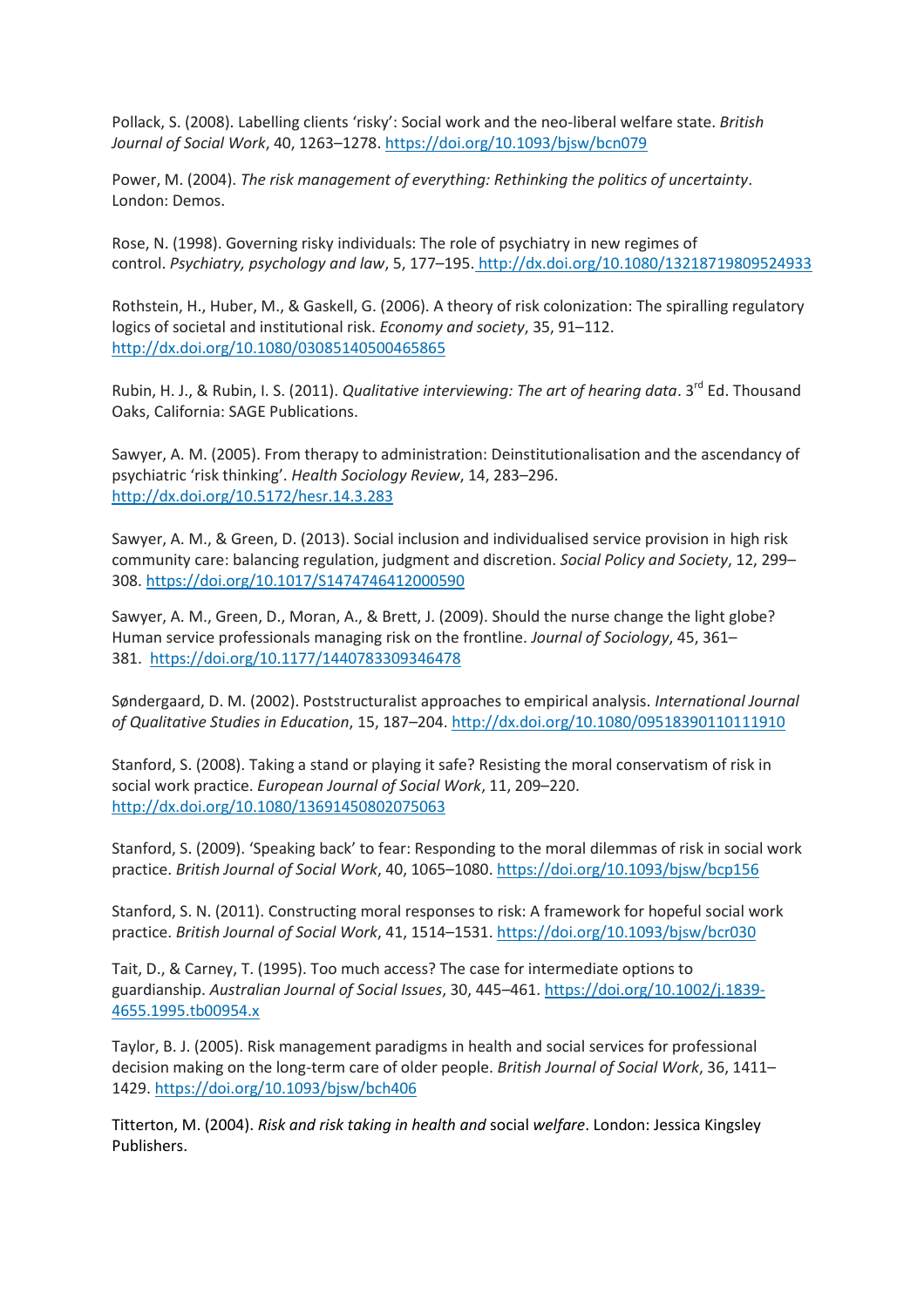Pollack, S. (2008). Labelling clients 'risky': Social work and the neo-liberal welfare state. *British Journal of Social Work*, 40, 1263–1278. https://doi.org/10.1093/bjsw/bcn079

Power, M. (2004). *The risk management of everything: Rethinking the politics of uncertainty*. London: Demos.

Rose, N. (1998). Governing risky individuals: The role of psychiatry in new regimes of control. *Psychiatry, psychology and law*, 5, 177–195. http://dx.doi.org/10.1080/13218719809524933

Rothstein, H., Huber, M., & Gaskell, G. (2006). A theory of risk colonization: The spiralling regulatory logics of societal and institutional risk. *Economy and society*, 35, 91–112. http://dx.doi.org/10.1080/03085140500465865

Rubin, H. J., & Rubin, I. S. (2011). *Qualitative interviewing: The art of hearing data*. 3rd Ed. Thousand Oaks, California: SAGE Publications.

Sawyer, A. M. (2005). From therapy to administration: Deinstitutionalisation and the ascendancy of psychiatric 'risk thinking'. *Health Sociology Review*, 14, 283–296. http://dx.doi.org/10.5172/hesr.14.3.283

Sawyer, A. M., & Green, D. (2013). Social inclusion and individualised service provision in high risk community care: balancing regulation, judgment and discretion. *Social Policy and Society*, 12, 299–308. https://doi.org/10.1017/S1474746412000590

Sawyer, A. M., Green, D., Moran, A., & Brett, J. (2009). Should the nurse change the light globe? Human service professionals managing risk on the frontline. *Journal of Sociology*, 45, 361–381. https://doi.org/10.1177/1440783309346478

Søndergaard, D. M. (2002). Poststructuralist approaches to empirical analysis. *International Journal of Qualitative Studies in Education*, 15, 187–204. http://dx.doi.org/10.1080/09518390110111910

Stanford, S. (2008). Taking a stand or playing it safe? Resisting the moral conservatism of risk in social work practice. *European Journal of Social Work*, 11, 209–220. http://dx.doi.org/10.1080/13691450802075063

Stanford, S. (2009). 'Speaking back' to fear: Responding to the moral dilemmas of risk in social work practice. *British Journal of Social Work*, 40, 1065–1080. https://doi.org/10.1093/bjsw/bcp156

Stanford, S. N. (2011). Constructing moral responses to risk: A framework for hopeful social work practice. *British Journal of Social Work*, 41, 1514–1531. https://doi.org/10.1093/bjsw/bcr030

Tait, D., & Carney, T. (1995). Too much access? The case for intermediate options to guardianship. *Australian Journal of Social Issues*, 30, 445–461. https://doi.org/10.1002/j.1839-4655.1995.tb00954.x

Taylor, B. J. (2005). Risk management paradigms in health and social services for professional decision making on the long-term care of older people. *British Journal of Social Work*, 36, 1411–1429. https://doi.org/10.1093/bjsw/bch406

Titterton, M. (2004). *Risk and risk taking in health and* social *welfare*. London: Jessica Kingsley Publishers.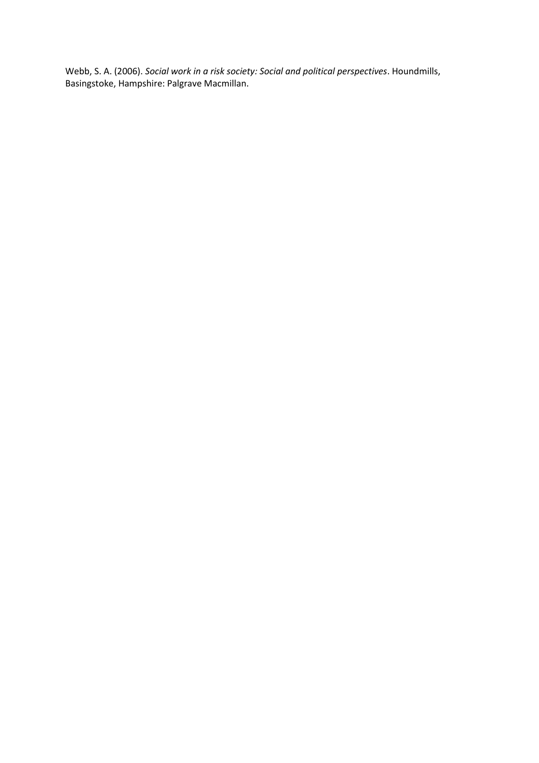Webb, S. A. (2006). *Social work in a risk society: Social and political perspectives*. Houndmills, Basingstoke, Hampshire: Palgrave Macmillan.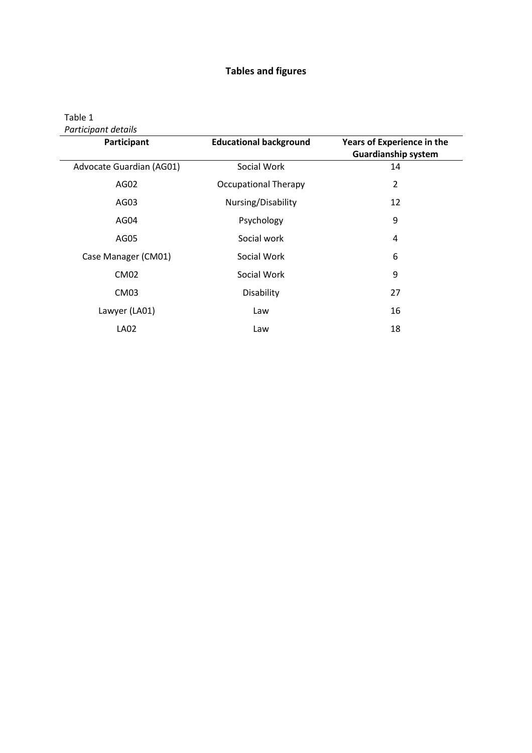# Tables and figures

Table 1
*Participant details*

| Participant | Educational background | Years of Experience in the Guardianship system |
|---|---|---|
| Advocate Guardian (AG01) | Social Work | 14 |
| AG02 | Occupational Therapy | 2 |
| AG03 | Nursing/Disability | 12 |
| AG04 | Psychology | 9 |
| AG05 | Social work | 4 |
| Case Manager (CM01) | Social Work | 6 |
| CM02 | Social Work | 9 |
| CM03 | Disability | 27 |
| Lawyer (LA01) | Law | 16 |
| LA02 | Law | 18 |